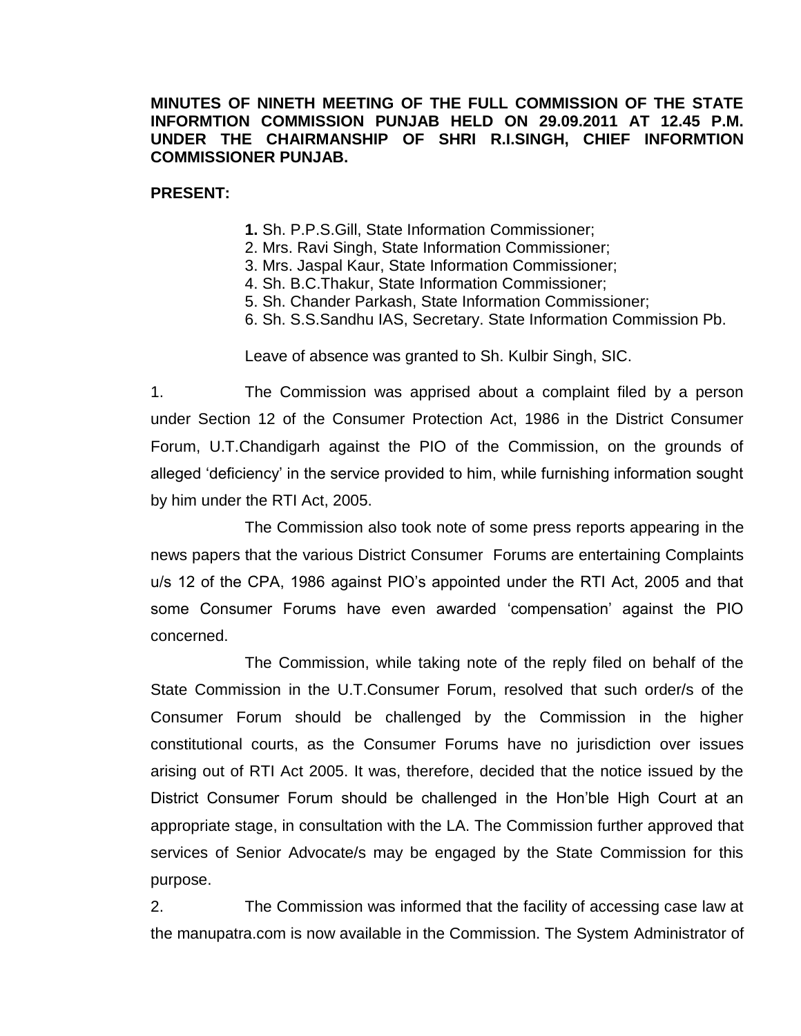**MINUTES OF NINETH MEETING OF THE FULL COMMISSION OF THE STATE INFORMTION COMMISSION PUNJAB HELD ON 29.09.2011 AT 12.45 P.M. UNDER THE CHAIRMANSHIP OF SHRI R.I.SINGH, CHIEF INFORMTION COMMISSIONER PUNJAB.**

**PRESENT:**

1. Sh. P.P.S.Gill, State Information Commissioner;
2. Mrs. Ravi Singh, State Information Commissioner;
3. Mrs. Jaspal Kaur, State Information Commissioner;
4. Sh. B.C.Thakur, State Information Commissioner;
5. Sh. Chander Parkash, State Information Commissioner;
6. Sh. S.S.Sandhu IAS, Secretary. State Information Commission Pb.

Leave of absence was granted to Sh. Kulbir Singh, SIC.

1. The Commission was apprised about a complaint filed by a person under Section 12 of the Consumer Protection Act, 1986 in the District Consumer Forum, U.T.Chandigarh against the PIO of the Commission, on the grounds of alleged 'deficiency' in the service provided to him, while furnishing information sought by him under the RTI Act, 2005.

The Commission also took note of some press reports appearing in the news papers that the various District Consumer Forums are entertaining Complaints u/s 12 of the CPA, 1986 against PIO's appointed under the RTI Act, 2005 and that some Consumer Forums have even awarded 'compensation' against the PIO concerned.

The Commission, while taking note of the reply filed on behalf of the State Commission in the U.T.Consumer Forum, resolved that such order/s of the Consumer Forum should be challenged by the Commission in the higher constitutional courts, as the Consumer Forums have no jurisdiction over issues arising out of RTI Act 2005. It was, therefore, decided that the notice issued by the District Consumer Forum should be challenged in the Hon'ble High Court at an appropriate stage, in consultation with the LA. The Commission further approved that services of Senior Advocate/s may be engaged by the State Commission for this purpose.

2. The Commission was informed that the facility of accessing case law at the manupatra.com is now available in the Commission. The System Administrator of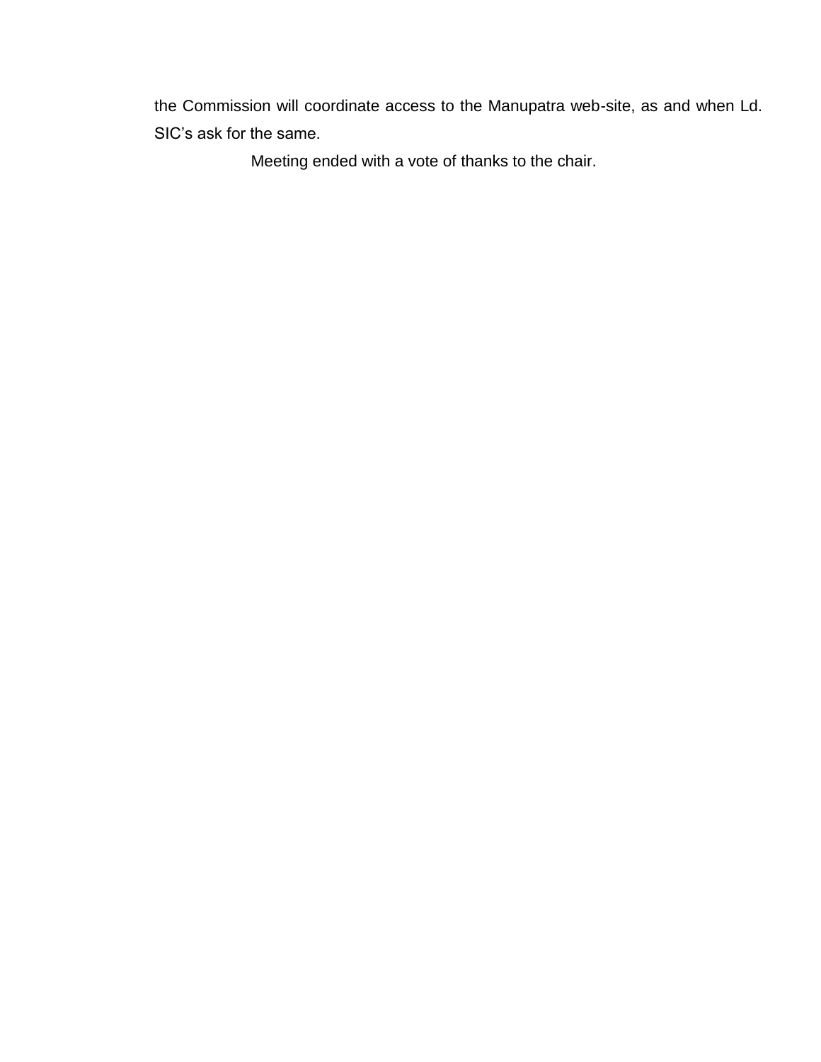the Commission will coordinate access to the Manupatra web-site, as and when Ld. SIC’s ask for the same.

Meeting ended with a vote of thanks to the chair.